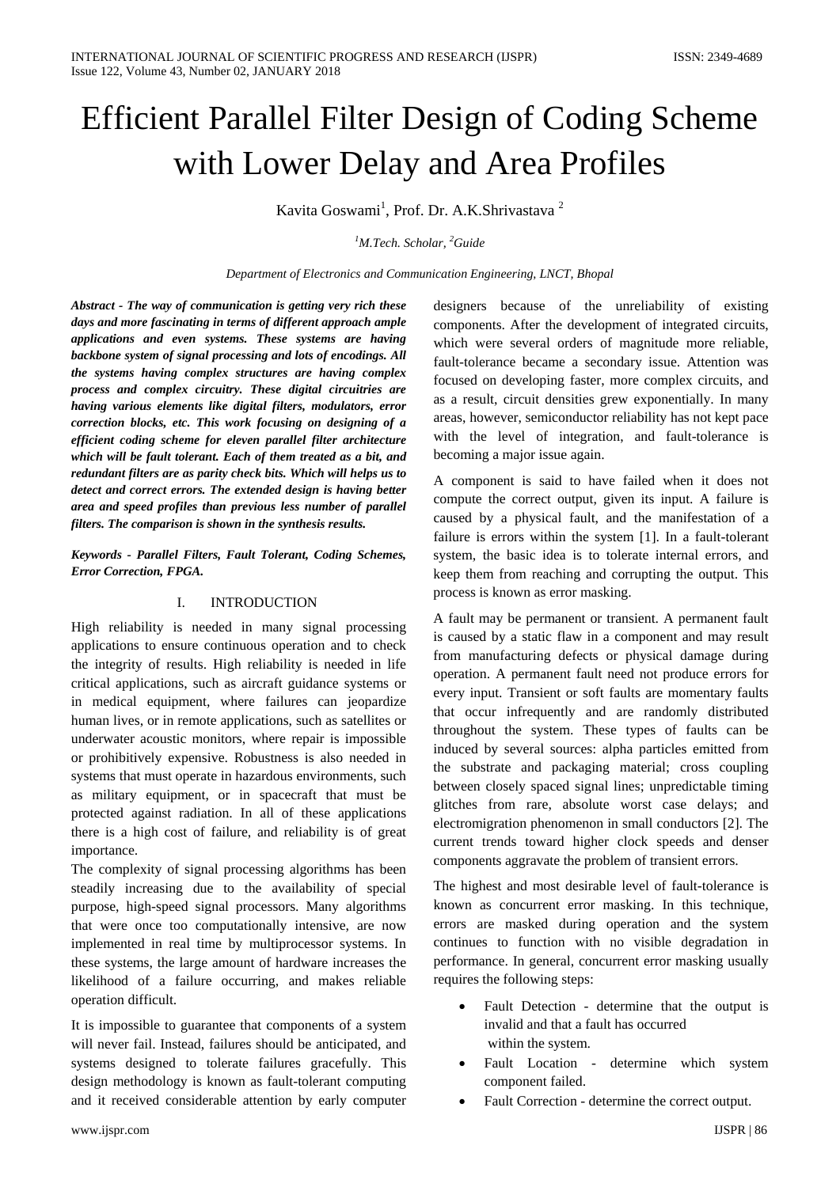# Efficient Parallel Filter Design of Coding Scheme with Lower Delay and Area Profiles

Kavita Goswami[1], Prof. Dr. A.K.Shrivastava [2]

[1]*M.Tech. Scholar,* [2]*Guide*

*Department of Electronics and Communication Engineering, LNCT, Bhopal*

***Abstract - The way of communication is getting very rich these days and more fascinating in terms of different approach ample applications and even systems. These systems are having backbone system of signal processing and lots of encodings. All the systems having complex structures are having complex process and complex circuitry. These digital circuitries are having various elements like digital filters, modulators, error correction blocks, etc. This work focusing on designing of a efficient coding scheme for eleven parallel filter architecture which will be fault tolerant. Each of them treated as a bit, and redundant filters are as parity check bits. Which will helps us to detect and correct errors. The extended design is having better area and speed profiles than previous less number of parallel filters. The comparison is shown in the synthesis results.***

***Keywords - Parallel Filters, Fault Tolerant, Coding Schemes, Error Correction, FPGA.***

## I. INTRODUCTION

High reliability is needed in many signal processing applications to ensure continuous operation and to check the integrity of results. High reliability is needed in life critical applications, such as aircraft guidance systems or in medical equipment, where failures can jeopardize human lives, or in remote applications, such as satellites or underwater acoustic monitors, where repair is impossible or prohibitively expensive. Robustness is also needed in systems that must operate in hazardous environments, such as military equipment, or in spacecraft that must be protected against radiation. In all of these applications there is a high cost of failure, and reliability is of great importance.

The complexity of signal processing algorithms has been steadily increasing due to the availability of special purpose, high-speed signal processors. Many algorithms that were once too computationally intensive, are now implemented in real time by multiprocessor systems. In these systems, the large amount of hardware increases the likelihood of a failure occurring, and makes reliable operation difficult.

It is impossible to guarantee that components of a system will never fail. Instead, failures should be anticipated, and systems designed to tolerate failures gracefully. This design methodology is known as fault-tolerant computing and it received considerable attention by early computer designers because of the unreliability of existing components. After the development of integrated circuits, which were several orders of magnitude more reliable, fault-tolerance became a secondary issue. Attention was focused on developing faster, more complex circuits, and as a result, circuit densities grew exponentially. In many areas, however, semiconductor reliability has not kept pace with the level of integration, and fault-tolerance is becoming a major issue again.

A component is said to have failed when it does not compute the correct output, given its input. A failure is caused by a physical fault, and the manifestation of a failure is errors within the system [1]. In a fault-tolerant system, the basic idea is to tolerate internal errors, and keep them from reaching and corrupting the output. This process is known as error masking.

A fault may be permanent or transient. A permanent fault is caused by a static flaw in a component and may result from manufacturing defects or physical damage during operation. A permanent fault need not produce errors for every input. Transient or soft faults are momentary faults that occur infrequently and are randomly distributed throughout the system. These types of faults can be induced by several sources: alpha particles emitted from the substrate and packaging material; cross coupling between closely spaced signal lines; unpredictable timing glitches from rare, absolute worst case delays; and electromigration phenomenon in small conductors [2]. The current trends toward higher clock speeds and denser components aggravate the problem of transient errors.

The highest and most desirable level of fault-tolerance is known as concurrent error masking. In this technique, errors are masked during operation and the system continues to function with no visible degradation in performance. In general, concurrent error masking usually requires the following steps:

- Fault Detection - determine that the output is invalid and that a fault has occurred within the system.
- Fault Location - determine which system component failed.
- Fault Correction - determine the correct output.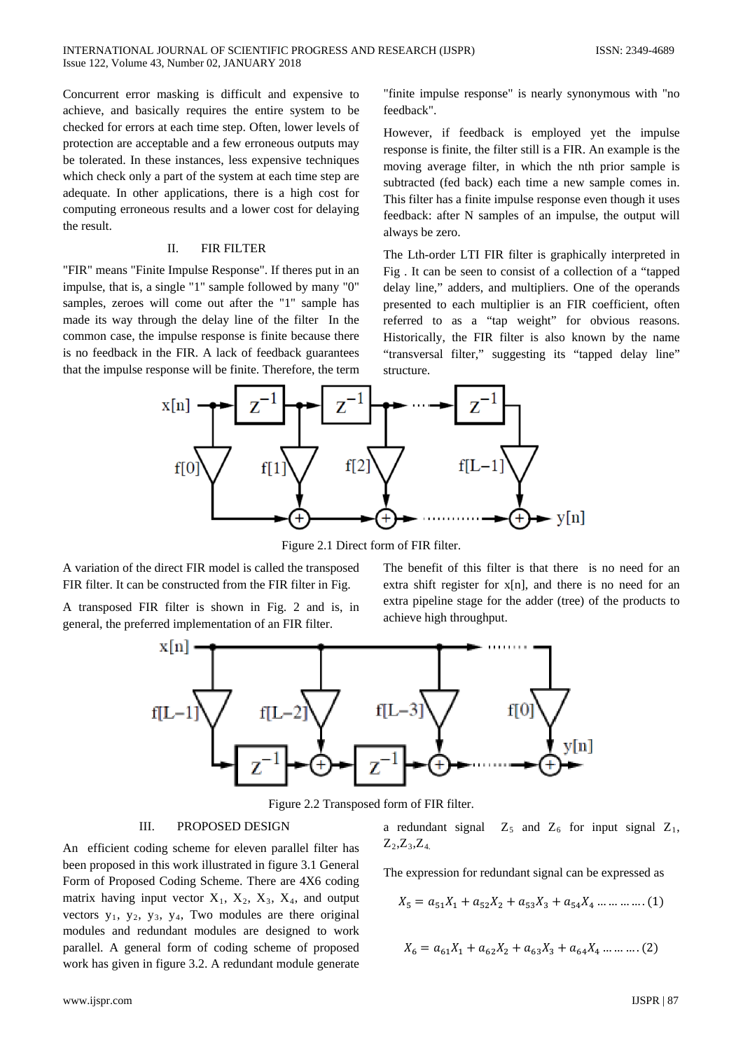Concurrent error masking is difficult and expensive to achieve, and basically requires the entire system to be checked for errors at each time step. Often, lower levels of protection are acceptable and a few erroneous outputs may be tolerated. In these instances, less expensive techniques which check only a part of the system at each time step are adequate. In other applications, there is a high cost for computing erroneous results and a lower cost for delaying the result.

## II. FIR FILTER

"FIR" means "Finite Impulse Response". If theres put in an impulse, that is, a single "1" sample followed by many "0" samples, zeroes will come out after the "1" sample has made its way through the delay line of the filter In the common case, the impulse response is finite because there is no feedback in the FIR. A lack of feedback guarantees that the impulse response will be finite. Therefore, the term "finite impulse response" is nearly synonymous with "no feedback".

However, if feedback is employed yet the impulse response is finite, the filter still is a FIR. An example is the moving average filter, in which the nth prior sample is subtracted (fed back) each time a new sample comes in. This filter has a finite impulse response even though it uses feedback: after N samples of an impulse, the output will always be zero.

The Lth-order LTI FIR filter is graphically interpreted in Fig . It can be seen to consist of a collection of a "tapped delay line," adders, and multipliers. One of the operands presented to each multiplier is an FIR coefficient, often referred to as a "tap weight" for obvious reasons. Historically, the FIR filter is also known by the name "transversal filter," suggesting its "tapped delay line" structure.

Figure 2.1 Direct form of FIR filter.

A variation of the direct FIR model is called the transposed FIR filter. It can be constructed from the FIR filter in Fig.

A transposed FIR filter is shown in Fig. 2 and is, in general, the preferred implementation of an FIR filter.

The benefit of this filter is that there is no need for an extra shift register for x[n], and there is no need for an extra pipeline stage for the adder (tree) of the products to achieve high throughput.

Figure 2.2 Transposed form of FIR filter.

## III. PROPOSED DESIGN

An efficient coding scheme for eleven parallel filter has been proposed in this work illustrated in figure 3.1 General Form of Proposed Coding Scheme. There are 4X6 coding matrix having input vector $X_1$, $X_2$, $X_3$, $X_4$, and output vectors $y_1$, $y_2$, $y_3$, $y_4$, Two modules are there original modules and redundant modules are designed to work parallel. A general form of coding scheme of proposed work has given in figure 3.2. A redundant module generate a redundant signal $Z_5$ and $Z_6$ for input signal $Z_1$, $Z_2$,$Z_3$,$Z_4$.

The expression for redundant signal can be expressed as

$$X_5 = a_{51}X_1 + a_{52}X_2 + a_{53}X_3 + a_{54}X_4 \ldots\ldots\ldots\ldots (1)$$

$$X_6 = a_{61}X_1 + a_{62}X_2 + a_{63}X_3 + a_{64}X_4 \ldots\ldots\ldots (2)$$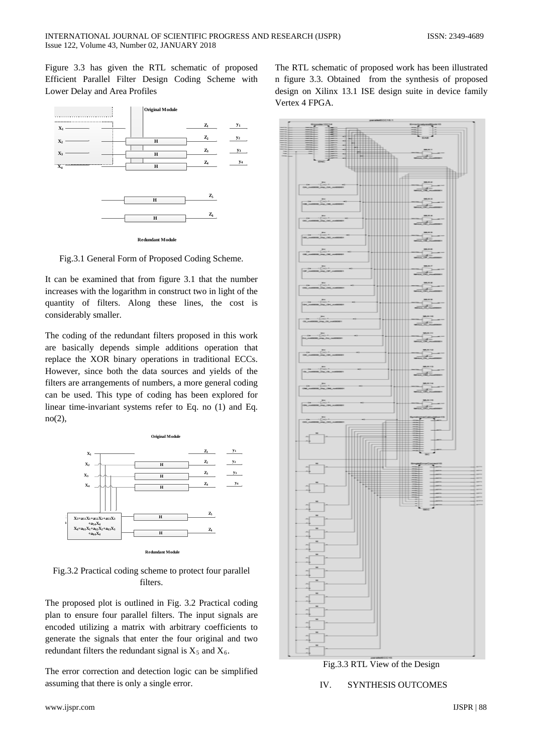Figure 3.3 has given the RTL schematic of proposed Efficient Parallel Filter Design Coding Scheme with Lower Delay and Area Profiles

Fig.3.1 General Form of Proposed Coding Scheme.

It can be examined that from figure 3.1 that the number increases with the logarithm in construct two in light of the quantity of filters. Along these lines, the cost is considerably smaller.

The coding of the redundant filters proposed in this work are basically depends simple additions operation that replace the XOR binary operations in traditional ECCs. However, since both the data sources and yields of the filters are arrangements of numbers, a more general coding can be used. This type of coding has been explored for linear time-invariant systems refer to Eq. no (1) and Eq. no(2),

Fig.3.2 Practical coding scheme to protect four parallel filters.

The proposed plot is outlined in Fig. 3.2 Practical coding plan to ensure four parallel filters. The input signals are encoded utilizing a matrix with arbitrary coefficients to generate the signals that enter the four original and two redundant filters the redundant signal is $X_5$ and $X_6$.

The error correction and detection logic can be simplified assuming that there is only a single error.

The RTL schematic of proposed work has been illustrated n figure 3.3. Obtained from the synthesis of proposed design on Xilinx 13.1 ISE design suite in device family Vertex 4 FPGA.

Fig.3.3 RTL View of the Design

## IV. SYNTHESIS OUTCOMES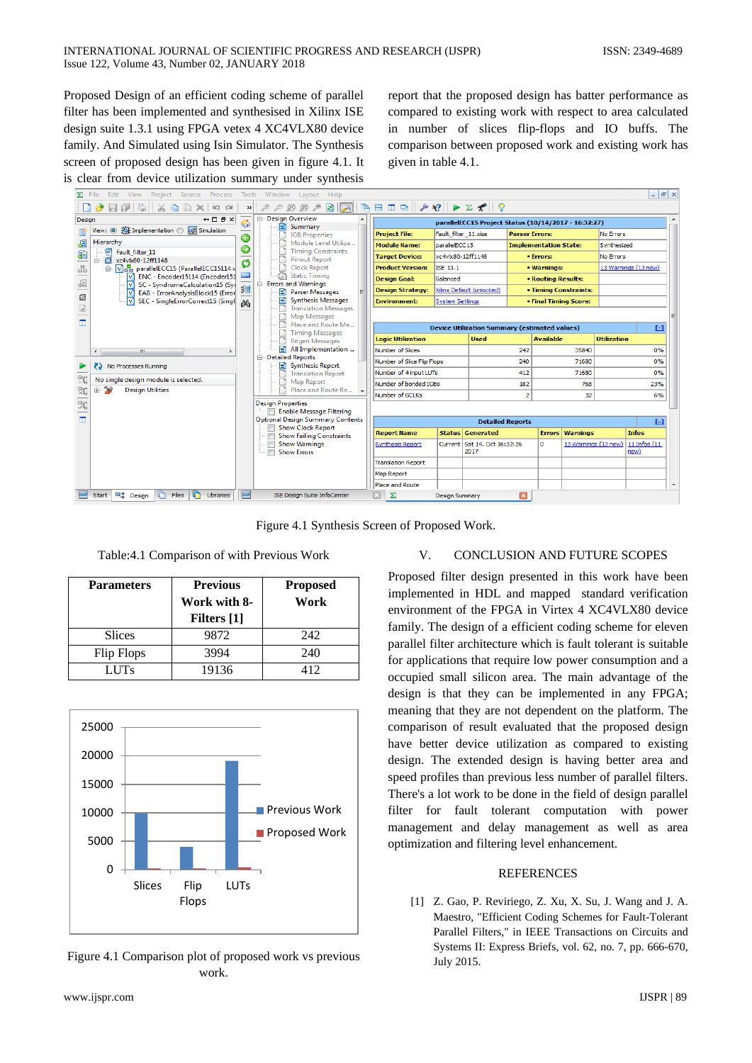Proposed Design of an efficient coding scheme of parallel filter has been implemented and synthesised in Xilinx ISE design suite 1.3.1 using FPGA vetex 4 XC4VLX80 device family. And Simulated using Isin Simulator. The Synthesis screen of proposed design has been given in figure 4.1. It is clear from device utilization summary under synthesis report that the proposed design has batter performance as compared to existing work with respect to area calculated in number of slices flip-flops and IO buffs. The comparison between proposed work and existing work has given in table 4.1.

Figure 4.1 Synthesis Screen of Proposed Work.

Table:4.1 Comparison of with Previous Work

| Parameters | Previous Work with 8-Filters [1] | Proposed Work |
|---|---|---|
| Slices | 9872 | 242 |
| Flip Flops | 3994 | 240 |
| LUTs | 19136 | 412 |

Figure 4.1 Comparison plot of proposed work vs previous work.

## V. CONCLUSION AND FUTURE SCOPES

Proposed filter design presented in this work have been implemented in HDL and mapped standard verification environment of the FPGA in Virtex 4 XC4VLX80 device family. The design of a efficient coding scheme for eleven parallel filter architecture which is fault tolerant is suitable for applications that require low power consumption and a occupied small silicon area. The main advantage of the design is that they can be implemented in any FPGA; meaning that they are not dependent on the platform. The comparison of result evaluated that the proposed design have better device utilization as compared to existing design. The extended design is having better area and speed profiles than previous less number of parallel filters. There's a lot work to be done in the field of design parallel filter for fault tolerant computation with power management and delay management as well as area optimization and filtering level enhancement.

## REFERENCES

[1] Z. Gao, P. Reviriego, Z. Xu, X. Su, J. Wang and J. A. Maestro, "Efficient Coding Schemes for Fault-Tolerant Parallel Filters," in IEEE Transactions on Circuits and Systems II: Express Briefs, vol. 62, no. 7, pp. 666-670, July 2015.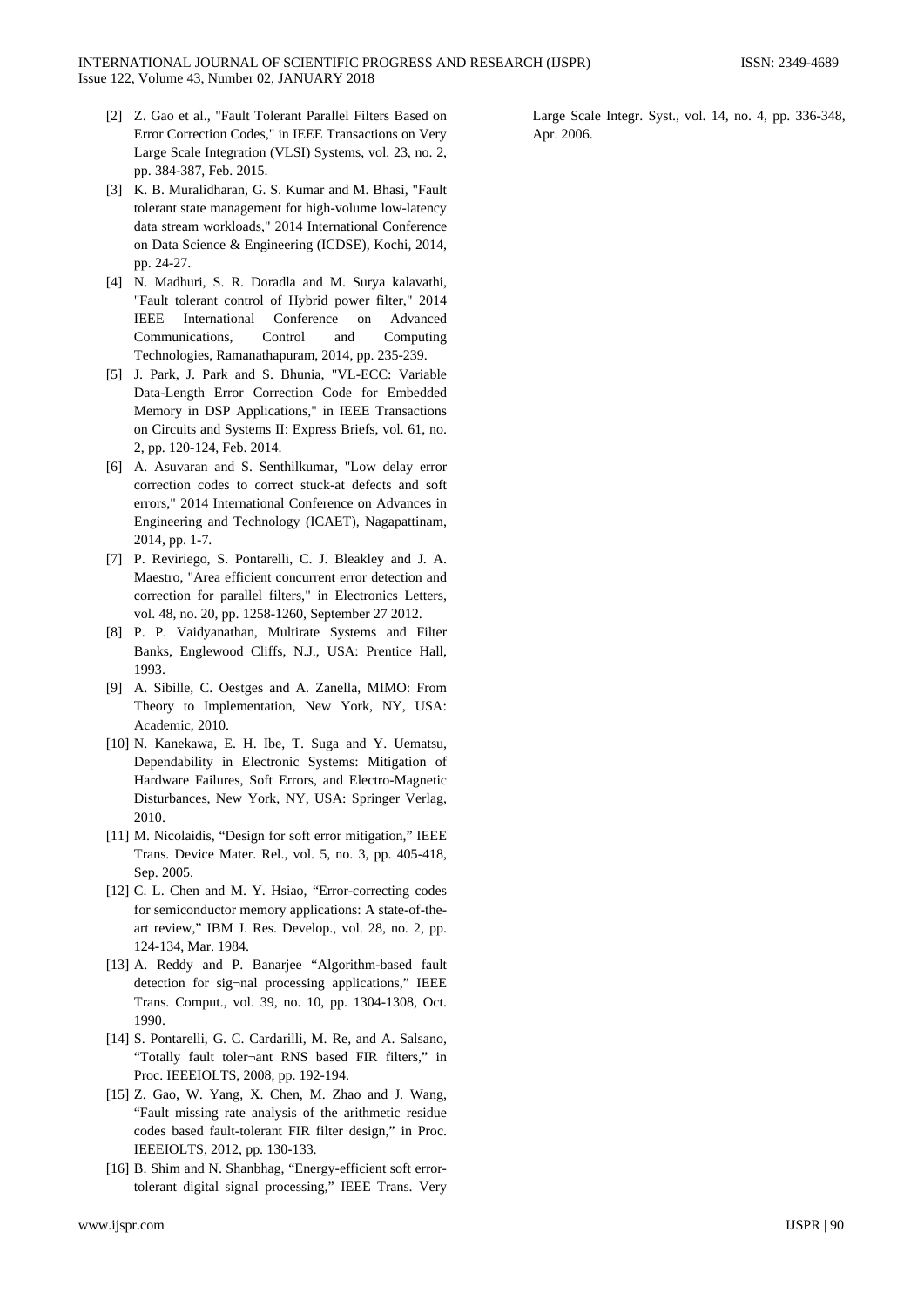[2] Z. Gao et al., "Fault Tolerant Parallel Filters Based on Error Correction Codes," in IEEE Transactions on Very Large Scale Integration (VLSI) Systems, vol. 23, no. 2, pp. 384-387, Feb. 2015.

[3] K. B. Muralidharan, G. S. Kumar and M. Bhasi, "Fault tolerant state management for high-volume low-latency data stream workloads," 2014 International Conference on Data Science & Engineering (ICDSE), Kochi, 2014, pp. 24-27.

[4] N. Madhuri, S. R. Doradla and M. Surya kalavathi, "Fault tolerant control of Hybrid power filter," 2014 IEEE International Conference on Advanced Communications, Control and Computing Technologies, Ramanathapuram, 2014, pp. 235-239.

[5] J. Park, J. Park and S. Bhunia, "VL-ECC: Variable Data-Length Error Correction Code for Embedded Memory in DSP Applications," in IEEE Transactions on Circuits and Systems II: Express Briefs, vol. 61, no. 2, pp. 120-124, Feb. 2014.

[6] A. Asuvaran and S. Senthilkumar, "Low delay error correction codes to correct stuck-at defects and soft errors," 2014 International Conference on Advances in Engineering and Technology (ICAET), Nagapattinam, 2014, pp. 1-7.

[7] P. Reviriego, S. Pontarelli, C. J. Bleakley and J. A. Maestro, "Area efficient concurrent error detection and correction for parallel filters," in Electronics Letters, vol. 48, no. 20, pp. 1258-1260, September 27 2012.

[8] P. P. Vaidyanathan, Multirate Systems and Filter Banks, Englewood Cliffs, N.J., USA: Prentice Hall, 1993.

[9] A. Sibille, C. Oestges and A. Zanella, MIMO: From Theory to Implementation, New York, NY, USA: Academic, 2010.

[10] N. Kanekawa, E. H. Ibe, T. Suga and Y. Uematsu, Dependability in Electronic Systems: Mitigation of Hardware Failures, Soft Errors, and Electro-Magnetic Disturbances, New York, NY, USA: Springer Verlag, 2010.

[11] M. Nicolaidis, "Design for soft error mitigation," IEEE Trans. Device Mater. Rel., vol. 5, no. 3, pp. 405-418, Sep. 2005.

[12] C. L. Chen and M. Y. Hsiao, "Error-correcting codes for semiconductor memory applications: A state-of-the-art review," IBM J. Res. Develop., vol. 28, no. 2, pp. 124-134, Mar. 1984.

[13] A. Reddy and P. Banarjee "Algorithm-based fault detection for sig¬nal processing applications," IEEE Trans. Comput., vol. 39, no. 10, pp. 1304-1308, Oct. 1990.

[14] S. Pontarelli, G. C. Cardarilli, M. Re, and A. Salsano, "Totally fault toler¬ant RNS based FIR filters," in Proc. IEEEIOLTS, 2008, pp. 192-194.

[15] Z. Gao, W. Yang, X. Chen, M. Zhao and J. Wang, "Fault missing rate analysis of the arithmetic residue codes based fault-tolerant FIR filter design," in Proc. IEEEIOLTS, 2012, pp. 130-133.

[16] B. Shim and N. Shanbhag, "Energy-efficient soft error-tolerant digital signal processing," IEEE Trans. Very Large Scale Integr. Syst., vol. 14, no. 4, pp. 336-348, Apr. 2006.